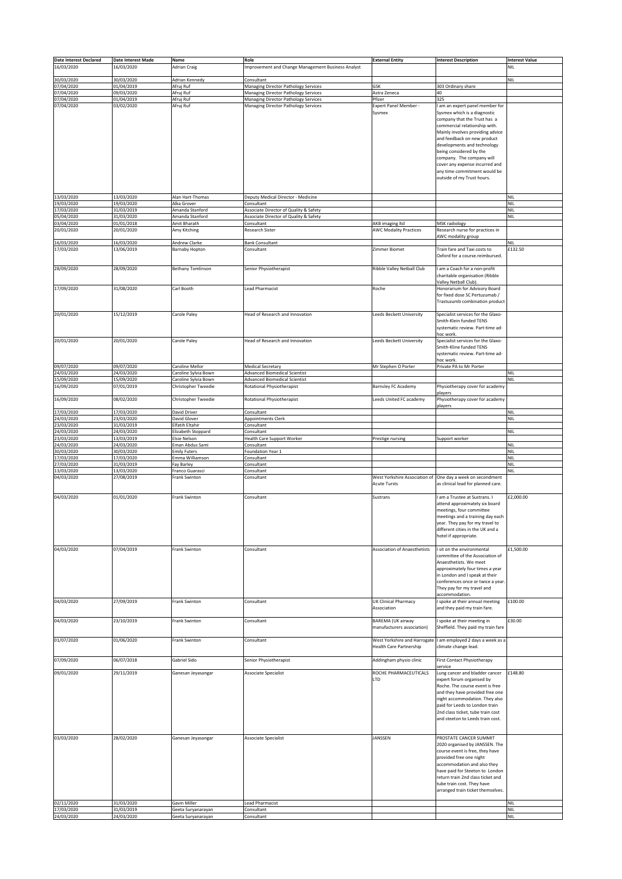| Date Interest Declared | Date Interest Made | Name | Role | External Entity | Interest Description | Interest Value |
|---|---|---|---|---|---|---|
| 16/03/2020 | 16/03/2020 | Adrian Craig | Improvement and Change Management Business Analyst | | | NIL |
| 30/03/2020 | 30/03/2020 | Adrian Kennedy | Consultant | | | NIL |
| 07/04/2020 | 01/04/2019 | Afruj Ruf | Managing Director Pathology Services | GSK | 303 Ordinary share | |
| 07/04/2020 | 09/03/2020 | Afruj Ruf | Managing Director Pathology Services | Astra Zeneca | 40 | |
| 07/04/2020 | 01/04/2019 | Afruj Ruf | Managing Director Pathology Services | Pfizer | 325 | |
| 07/04/2020 | 03/02/2020 | Afruj Ruf | Managing Director Pathology Services | Expert Panel Member - Sysmex | I am an expert panel member for Sysmex which is a diagnostic company that the Trust has a commercial relationship with. Mainly involves providing advice and feedback on new product developments and technology being considered by the company. The company will cover any expense incurred and any time commitment would be outside of my Trust hours. | |
| 13/03/2020 | 13/03/2020 | Alan Hart-Thomas | Deputy Medical Director - Medicine | | | NIL |
| 19/03/2020 | 19/03/2020 | Alka Grover | Consultant | | | NIL |
| 17/03/2020 | 31/03/2019 | Amanda Stanford | Associate Director of Quality & Safety | | | NIL |
| 05/04/2020 | 31/03/2020 | Amanda Stanford | Associate Director of Quality & Safety | | | NIL |
| 03/04/2020 | 01/01/2018 | Amit Bharath | Consultant | AKB imaging ltd | MSK radiology | |
| 20/01/2020 | 20/01/2020 | Amy Kitching | Research Sister | AWC Modality Practices | Research nurse for practices in AWC modality group | |
| 16/03/2020 | 16/03/2020 | Andrew Clarke | Bank Consultant | | | NIL |
| 17/03/2020 | 13/06/2019 | Barnaby Hopton | Consultant | Zimmer Biomet | Train fare and Taxi costs to Oxford for a course.reimbursed. | £132.50 |
| 28/09/2020 | 28/09/2020 | Bethany Tomlinson | Senior Physiotherapist | Ribble Valley Netball Club | I am a Coach for a non-profit charitable organisation (Ribble Valley Netball Club). | |
| 17/09/2020 | 31/08/2020 | Carl Booth | Lead Pharmacist | Roche | Honorarium for Advisory Board for fixed dose SC Pertuzumab / Trastuzumb combination product | |
| 20/01/2020 | 15/12/2019 | Carole Paley | Head of Research and Innovation | Leeds Beckett University | Specialist services for the Glaxo-Smith-Klein funded TENS systematic review. Part-time ad-hoc work. | |
| 20/01/2020 | 20/01/2020 | Carole Paley | Head of Research and Innovation | Leeds Beckett University | Specialist services for the Glaxo-Smith-Kline funded TENS systematic review. Part-time ad-hoc work. | |
| 09/07/2020 | 09/07/2020 | Caroline Mellor | Medical Secretary | Mr Stephen O Porter | Private PA to Mr Porter | |
| 24/03/2020 | 24/03/2020 | Caroline Sylvia Bown | Advanced Biomedical Scientist | | | NIL |
| 15/09/2020 | 15/09/2020 | Caroline Sylvia Bown | Advanced Biomedical Scientist | | | NIL |
| 16/09/2020 | 07/01/2019 | Christopher Tweedie | Rotational Physiotherapist | Barnsley FC Academy | Physiotherapy cover for academy players | |
| 16/09/2020 | 08/02/2020 | Christopher Tweedie | Rotational Physiotherapist | Leeds United FC academy | Physiotherapy cover for academy players | |
| 17/03/2020 | 17/03/2020 | David Driver | Consultant | | | NIL |
| 24/03/2020 | 23/03/2020 | David Glover | Appointments Clerk | | | NIL |
| 23/03/2020 | 31/03/2019 | Elfatih Eltahir | Consultant | | | |
| 24/03/2020 | 24/03/2020 | Elizabeth Stoppard | Consultant | | | NIL |
| 23/03/2020 | 13/03/2019 | Elsie Nelson | Health Care Support Worker | Prestige nursing | Support worker | |
| 24/03/2020 | 24/03/2020 | Eman Abdus Sami | Consultant | | | NIL |
| 30/03/2020 | 30/03/2020 | Emily Futers | Foundation Year 1 | | | NIL |
| 17/03/2020 | 17/03/2020 | Emma Williamson | Consultant | | | NIL |
| 27/03/2020 | 31/03/2019 | Fay Barley | Consultant | | | NIL |
| 13/03/2020 | 13/03/2020 | Franco Guarasci | Consultant | | | NIL |
| 04/03/2020 | 27/08/2019 | Frank Swinton | Consultant | West Yorkshire Association of Acute Tursts | One day a week on secondment as clinical lead for planned care. | |
| 04/03/2020 | 01/01/2020 | Frank Swinton | Consultant | Sustrans | I am a Trustee at Sustrans. I attend approximately six board meetings, four committee meetings and a training day each year. They pay for my travel to different cities in the UK and a hotel if appropriate. | £2,000.00 |
| 04/03/2020 | 07/04/2019 | Frank Swinton | Consultant | Association of Anaesthetists | I sit on the environmental committee of the Association of Anaesthetists. We meet approximately four times a year in London and I speak at their conferences once or twice a year. They pay for my travel and accommodation. | £1,500.00 |
| 04/03/2020 | 27/09/2019 | Frank Swinton | Consultant | UK Clinical Pharmacy Association | I spoke at their annual meeting and they paid my train fare. | £100.00 |
| 04/03/2020 | 23/10/2019 | Frank Swinton | Consultant | BAREMA (UK airway manufacturers association) | I spoke at their meeting in Sheffield. They paid my train fare | £30.00 |
| 01/07/2020 | 01/06/2020 | Frank Swinton | Consultant | West Yorkshire and Harrogate Health Care Partnership | I am employed 2 days a week as a climate change lead. | |
| 07/09/2020 | 06/07/2018 | Gabriel Sido | Senior Physiotherapist | Addingham physio clinic | First Contact Physiotherapy service | |
| 09/01/2020 | 29/11/2019 | Ganesan Jeyasangar | Associate Specialist | ROCHE PHARMACEUTICALS LTD | Lung cancer and bladder cancer expert forum organised by Roche. The course event is free and they have provided free one night accommodation. They also paid for Leeds to London train 2nd class ticket, tube train cost and steeton to Leeds train cost. | £148.80 |
| 03/03/2020 | 28/02/2020 | Ganesan Jeyasangar | Associate Specialist | JANSSEN | PROSTATE CANCER SUMMIT 2020 organised by JANSSEN. The course event is free, they have provided free one night accommodation and also they have paid for Steeton to London return train 2nd class ticket and tube train cost. They have arranged train ticket themselves. | |
| 02/11/2020 | 31/03/2020 | Gavin Miller | Lead Pharmacist | | | NIL |
| 17/03/2020 | 31/03/2019 | Geeta Suryanarayan | Consultant | | | NIL |
| 24/03/2020 | 24/03/2020 | Geeta Suryanarayan | Consultant | | | NIL |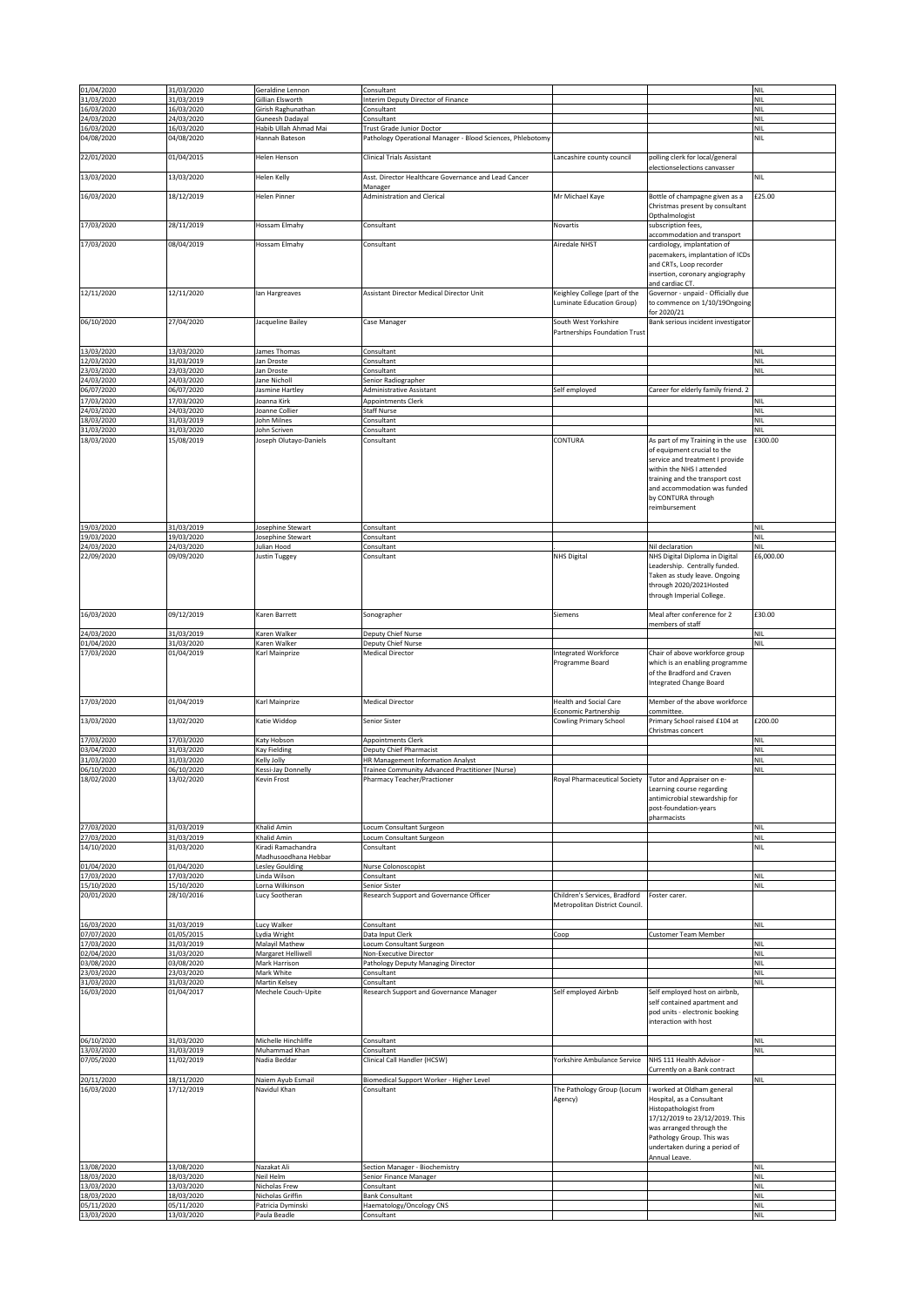| | | | | | | |
|---|---|---|---|---|---|---|
| 01/04/2020 | 31/03/2020 | Geraldine Lennon | Consultant | | | NIL |
| 31/03/2020 | 31/03/2019 | Gillian Elsworth | Interim Deputy Director of Finance | | | NIL |
| 16/03/2020 | 16/03/2020 | Girish Raghunathan | Consultant | | | NIL |
| 24/03/2020 | 24/03/2020 | Guneesh Dadayal | Consultant | | | NIL |
| 16/03/2020 | 16/03/2020 | Habib Ullah Ahmad Mai | Trust Grade Junior Doctor | | | NIL |
| 04/08/2020 | 04/08/2020 | Hannah Bateson | Pathology Operational Manager - Blood Sciences, Phlebotomy | | | NIL |
| 22/01/2020 | 01/04/2015 | Helen Henson | Clinical Trials Assistant | Lancashire county council | polling clerk for local/general electionselections canvasser | |
| 13/03/2020 | 13/03/2020 | Helen Kelly | Asst. Director Healthcare Governance and Lead Cancer Manager | | | NIL |
| 16/03/2020 | 18/12/2019 | Helen Pinner | Administration and Clerical | Mr Michael Kaye | Bottle of champagne given as a Christmas present by consultant Opthalmologist | £25.00 |
| 17/03/2020 | 28/11/2019 | Hossam Elmahy | Consultant | Novartis | subscription fees, accommodation and transport | |
| 17/03/2020 | 08/04/2019 | Hossam Elmahy | Consultant | Airedale NHST | cardiology, implantation of pacemakers, implantation of ICDs and CRTs, Loop recorder insertion, coronary angiography and cardiac CT. | |
| 12/11/2020 | 12/11/2020 | Ian Hargreaves | Assistant Director Medical Director Unit | Keighley College (part of the Luminate Education Group) | Governor - unpaid - Officially due to commence on 1/10/19Ongoing for 2020/21 | |
| 06/10/2020 | 27/04/2020 | Jacqueline Bailey | Case Manager | South West Yorkshire Partnerships Foundation Trust | Bank serious incident investigator | |
| 13/03/2020 | 13/03/2020 | James Thomas | Consultant | | | NIL |
| 12/03/2020 | 31/03/2019 | Jan Droste | Consultant | | | NIL |
| 23/03/2020 | 23/03/2020 | Jan Droste | Consultant | | | NIL |
| 24/03/2020 | 24/03/2020 | Jane Nicholl | Senior Radiographer | | | |
| 06/07/2020 | 06/07/2020 | Jasmine Hartley | Administrative Assistant | Self employed | Career for elderly family friend. 2 | |
| 17/03/2020 | 17/03/2020 | Joanna Kirk | Appointments Clerk | | | NIL |
| 24/03/2020 | 24/03/2020 | Joanne Collier | Staff Nurse | | | NIL |
| 18/03/2020 | 31/03/2019 | John Milnes | Consultant | | | NIL |
| 31/03/2020 | 31/03/2020 | John Scriven | Consultant | | | NIL |
| 18/03/2020 | 15/08/2019 | Joseph Olutayo-Daniels | Consultant | CONTURA | As part of my Training in the use of equipment crucial to the service and treatment I provide within the NHS I attended training and the transport cost and accommodation was funded by CONTURA through reimbursement | £300.00 |
| 19/03/2020 | 31/03/2019 | Josephine Stewart | Consultant | | | NIL |
| 19/03/2020 | 19/03/2020 | Josephine Stewart | Consultant | | | NIL |
| 24/03/2020 | 24/03/2020 | Julian Hood | Consultant | . | Nil declaration | NIL |
| 22/09/2020 | 09/09/2020 | Justin Tuggey | Consultant | NHS Digital | NHS Digital Diploma in Digital Leadership. Centrally funded. Taken as study leave. Ongoing through 2020/2021Hosted through Imperial College. | £6,000.00 |
| 16/03/2020 | 09/12/2019 | Karen Barrett | Sonographer | Siemens | Meal after conference for 2 members of staff | £30.00 |
| 24/03/2020 | 31/03/2019 | Karen Walker | Deputy Chief Nurse | | | NIL |
| 01/04/2020 | 31/03/2020 | Karen Walker | Deputy Chief Nurse | | | NIL |
| 17/03/2020 | 01/04/2019 | Karl Mainprize | Medical Director | Integrated Workforce Programme Board | Chair of above workforce group which is an enabling programme of the Bradford and Craven Integrated Change Board | |
| 17/03/2020 | 01/04/2019 | Karl Mainprize | Medical Director | Health and Social Care Economic Partnership | Member of the above workforce committee. | |
| 13/03/2020 | 13/02/2020 | Katie Widdop | Senior Sister | Cowling Primary School | Primary School raised £104 at Christmas concert | £200.00 |
| 17/03/2020 | 17/03/2020 | Katy Hobson | Appointments Clerk | | | NIL |
| 03/04/2020 | 31/03/2020 | Kay Fielding | Deputy Chief Pharmacist | | | NIL |
| 31/03/2020 | 31/03/2020 | Kelly Jolly | HR Management Information Analyst | | | NIL |
| 06/10/2020 | 06/10/2020 | Kessi-Jay Donnelly | Trainee Community Advanced Practitioner (Nurse) | | | NIL |
| 18/02/2020 | 13/02/2020 | Kevin Frost | Pharmacy Teacher/Practioner | Royal Pharmaceutical Society | Tutor and Appraiser on e-Learning course regarding antimicrobial stewardship for post-foundation-years pharmacists | |
| 27/03/2020 | 31/03/2019 | Khalid Amin | Locum Consultant Surgeon | | | NIL |
| 27/03/2020 | 31/03/2019 | Khalid Amin | Locum Consultant Surgeon | | | NIL |
| 14/10/2020 | 31/03/2020 | Kiradi Ramachandra Madhusoodhana Hebbar | Consultant | | | NIL |
| 01/04/2020 | 01/04/2020 | Lesley Goulding | Nurse Colonoscopist | | | |
| 17/03/2020 | 17/03/2020 | Linda Wilson | Consultant | | | NIL |
| 15/10/2020 | 15/10/2020 | Lorna Wilkinson | Senior Sister | | | NIL |
| 20/01/2020 | 28/10/2016 | Lucy Sootheran | Research Support and Governance Officer | Children's Services, Bradford Metropolitan District Council. | Foster carer. | |
| 16/03/2020 | 31/03/2019 | Lucy Walker | Consultant | | | NIL |
| 07/07/2020 | 01/05/2015 | Lydia Wright | Data Input Clerk | Coop | Customer Team Member | |
| 17/03/2020 | 31/03/2019 | Malayil Mathew | Locum Consultant Surgeon | | | NIL |
| 02/04/2020 | 31/03/2020 | Margaret Helliwell | Non-Executive Director | | | NIL |
| 03/08/2020 | 03/08/2020 | Mark Harrison | Pathology Deputy Managing Director | | | NIL |
| 23/03/2020 | 23/03/2020 | Mark White | Consultant | | | NIL |
| 31/03/2020 | 31/03/2020 | Martin Kelsey | Consultant | | | NIL |
| 16/03/2020 | 01/04/2017 | Mechele Couch-Upite | Research Support and Governance Manager | Self employed Airbnb | Self employed host on airbnb, self contained apartment and pod units - electronic booking interaction with host | |
| 06/10/2020 | 31/03/2020 | Michelle Hinchliffe | Consultant | | | NIL |
| 13/03/2020 | 31/03/2019 | Muhammad Khan | Consultant | | | NIL |
| 07/05/2020 | 11/02/2019 | Nadia Beddar | Clinical Call Handler (HCSW) | Yorkshire Ambulance Service | NHS 111 Health Advisor - Currently on a Bank contract | |
| 20/11/2020 | 18/11/2020 | Naiem Ayub Esmail | Biomedical Support Worker - Higher Level | | | NIL |
| 16/03/2020 | 17/12/2019 | Navidul Khan | Consultant | The Pathology Group (Locum Agency) | I worked at Oldham general Hospital, as a Consultant Histopathologist from 17/12/2019 to 23/12/2019. This was arranged through the Pathology Group. This was undertaken during a period of Annual Leave. | |
| 13/08/2020 | 13/08/2020 | Nazakat Ali | Section Manager - Biochemistry | | | NIL |
| 18/03/2020 | 18/03/2020 | Neil Helm | Senior Finance Manager | | | NIL |
| 13/03/2020 | 13/03/2020 | Nicholas Frew | Consultant | | | NIL |
| 18/03/2020 | 18/03/2020 | Nicholas Griffin | Bank Consultant | | | NIL |
| 05/11/2020 | 05/11/2020 | Patricia Dyminski | Haematology/Oncology CNS | | | NIL |
| 13/03/2020 | 13/03/2020 | Paula Beadle | Consultant | | | NIL |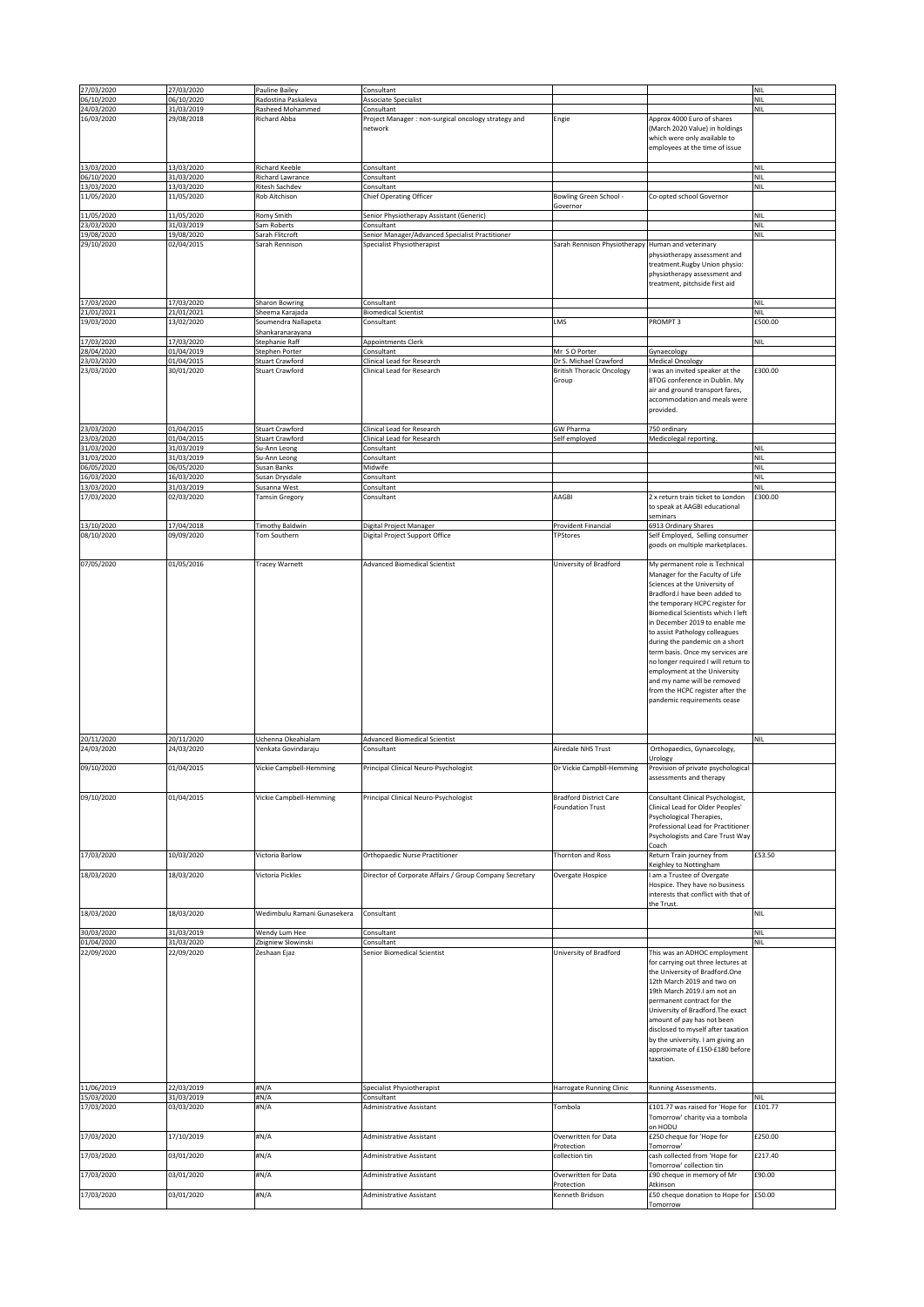| | | | | | | |
|---|---|---|---|---|---|---|
| 27/03/2020 | 27/03/2020 | Pauline Bailey | Consultant | | | NIL |
| 06/10/2020 | 06/10/2020 | Radostina Paskaleva | Associate Specialist | | | NIL |
| 24/03/2020 | 31/03/2019 | Rasheed Mohammed | Consultant | | | NIL |
| 16/03/2020 | 29/08/2018 | Richard Abba | Project Manager : non-surgical oncology strategy and network | Engie | Approx 4000 Euro of shares (March 2020 Value) in holdings which were only available to employees at the time of issue | |
| 13/03/2020 | 13/03/2020 | Richard Keeble | Consultant | | | NIL |
| 06/10/2020 | 31/03/2020 | Richard Lawrance | Consultant | | | NIL |
| 13/03/2020 | 13/03/2020 | Ritesh Sachdev | Consultant | | | NIL |
| 11/05/2020 | 11/05/2020 | Rob Aitchison | Chief Operating Officer | Bowling Green School - Governor | Co-opted school Governor | |
| 11/05/2020 | 11/05/2020 | Romy Smith | Senior Physiotherapy Assistant (Generic) | | | NIL |
| 23/03/2020 | 31/03/2019 | Sam Roberts | Consultant | | | NIL |
| 19/08/2020 | 19/08/2020 | Sarah Flitcroft | Senior Manager/Advanced Specialist Practitioner | | | NIL |
| 29/10/2020 | 02/04/2015 | Sarah Rennison | Specialist Physiotherapist | Sarah Rennison Physiotherapy | Human and veterinary physiotherapy assessment and treatment.Rugby Union physio: physiotherapy assessment and treatment, pitchside first aid | |
| 17/03/2020 | 17/03/2020 | Sharon Bowring | Consultant | | | NIL |
| 21/01/2021 | 21/01/2021 | Sheema Karajada | Biomedical Scientist | | | NIL |
| 19/03/2020 | 13/02/2020 | Soumendra Nallapeta Shankaranarayana | Consultant | LMS | PROMPT 3 | £500.00 |
| 17/03/2020 | 17/03/2020 | Stephanie Raff | Appointments Clerk | | | NIL |
| 28/04/2020 | 01/04/2019 | Stephen Porter | Consultant | Mr S O Porter | Gynaecology | |
| 23/03/2020 | 01/04/2015 | Stuart Crawford | Clinical Lead for Research | Dr S. Michael Crawford | Medical Oncology | |
| 23/03/2020 | 30/01/2020 | Stuart Crawford | Clinical Lead for Research | British Thoracic Oncology Group | I was an invited speaker at the BTOG conference in Dublin. My air and ground transport fares, accommodation and meals were provided. | £300.00 |
| 23/03/2020 | 01/04/2015 | Stuart Crawford | Clinical Lead for Research | GW Pharma | 750 ordinary | |
| 23/03/2020 | 01/04/2015 | Stuart Crawford | Clinical Lead for Research | Self employed | Medicolegal reporting. | |
| 31/03/2020 | 31/03/2019 | Su-Ann Leong | Consultant | | | NIL |
| 31/03/2020 | 31/03/2019 | Su-Ann Leong | Consultant | | | NIL |
| 06/05/2020 | 06/05/2020 | Susan Banks | Midwife | | | NIL |
| 16/03/2020 | 16/03/2020 | Susan Drysdale | Consultant | | | NIL |
| 13/03/2020 | 31/03/2019 | Susanna West | Consultant | | | NIL |
| 17/03/2020 | 02/03/2020 | Tamsin Gregory | Consultant | AAGBI | 2 x return train ticket to London to speak at AAGBI educational seminars | £300.00 |
| 13/10/2020 | 17/04/2018 | Timothy Baldwin | Digital Project Manager | Provident Financial | 6913 Ordinary Shares | |
| 08/10/2020 | 09/09/2020 | Tom Southern | Digital Project Support Office | TPStores | Self Employed, Selling consumer goods on multiple marketplaces. | |
| 07/05/2020 | 01/05/2016 | Tracey Warnett | Advanced Biomedical Scientist | University of Bradford | My permanent role is Technical Manager for the Faculty of Life Sciences at the University of Bradford.I have been added to the temporary HCPC register for Biomedical Scientists which I left in December 2019 to enable me to assist Pathology colleagues during the pandemic on a short term basis. Once my services are no longer required I will return to employment at the University and my name will be removed from the HCPC register after the pandemic requirements cease | |
| 20/11/2020 | 20/11/2020 | Uchenna Okeahialam | Advanced Biomedical Scientist | | | NIL |
| 24/03/2020 | 24/03/2020 | Venkata Govindaraju | Consultant | Airedale NHS Trust | Orthopaedics, Gynaecology, Urology | |
| 09/10/2020 | 01/04/2015 | Vickie Campbell-Hemming | Principal Clinical Neuro-Psychologist | Dr Vickie Campbll-Hemming | Provision of private psychological assessments and therapy | |
| 09/10/2020 | 01/04/2015 | Vickie Campbell-Hemming | Principal Clinical Neuro-Psychologist | Bradford District Care Foundation Trust | Consultant Clinical Psychologist, Clinical Lead for Older Peoples' Psychological Therapies, Professional Lead for Practitioner Psychologists and Care Trust Way Coach | |
| 17/03/2020 | 10/03/2020 | Victoria Barlow | Orthopaedic Nurse Practitioner | Thornton and Ross | Return Train journey from Keighley to Nottingham | £53.50 |
| 18/03/2020 | 18/03/2020 | Victoria Pickles | Director of Corporate Affairs / Group Company Secretary | Overgate Hospice | I am a Trustee of Overgate Hospice. They have no business interests that conflict with that of the Trust. | |
| 18/03/2020 | 18/03/2020 | Wedimbulu Ramani Gunasekera | Consultant | | | NIL |
| 30/03/2020 | 31/03/2019 | Wendy Lum Hee | Consultant | | | NIL |
| 01/04/2020 | 31/03/2020 | Zbigniew Slowinski | Consultant | | | NIL |
| 22/09/2020 | 22/09/2020 | Zeshaan Ejaz | Senior Biomedical Scientist | University of Bradford | This was an ADHOC employment for carrying out three lectures at the University of Bradford.One 12th March 2019 and two on 19th March 2019.I am not an permanent contract for the University of Bradford.The exact amount of pay has not been disclosed to myself after taxation by the university. I am giving an approximate of £150-£180 before taxation. | |
| 11/06/2019 | 22/03/2019 | #N/A | Specialist Physiotherapist | Harrogate Running Clinic | Running Assessments. | |
| 15/03/2020 | 31/03/2019 | #N/A | Consultant | | | NIL |
| 17/03/2020 | 03/03/2020 | #N/A | Administrative Assistant | Tombola | £101.77 was raised for 'Hope for Tomorrow' charity via a tombola on HODU | £101.77 |
| 17/03/2020 | 17/10/2019 | #N/A | Administrative Assistant | Overwritten for Data Protection | £250 cheque for 'Hope for Tomorrow' | £250.00 |
| 17/03/2020 | 03/01/2020 | #N/A | Administrative Assistant | collection tin | cash collected from 'Hope for Tomorrow' collection tin | £217.40 |
| 17/03/2020 | 03/01/2020 | #N/A | Administrative Assistant | Overwritten for Data Protection | £90 cheque in memory of Mr Atkinson | £90.00 |
| 17/03/2020 | 03/01/2020 | #N/A | Administrative Assistant | Kenneth Bridson | £50 cheque donation to Hope for Tomorrow | £50.00 |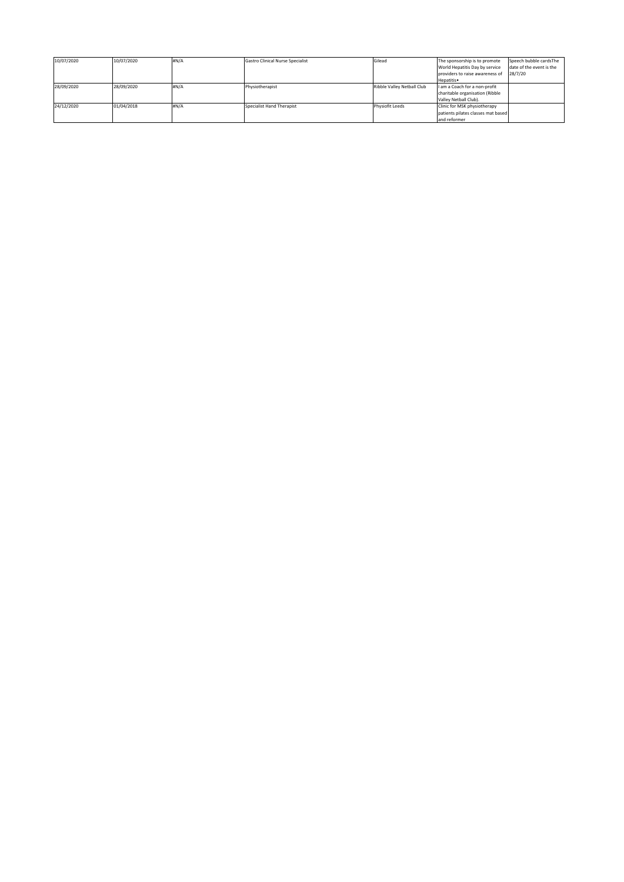| | | | | | | |
|---|---|---|---|---|---|---|
| 10/07/2020 | 10/07/2020 | #N/A | Gastro Clinical Nurse Specialist | Gilead | The sponsorship is to promote World Hepatitis Day by service providers to raise awareness of Hepatitis• | Speech bubble cardsThe date of the event is the 28/7/20 |
| 28/09/2020 | 28/09/2020 | #N/A | Physiotherapist | Ribble Valley Netball Club | I am a Coach for a non-profit charitable organisation (Ribble Valley Netball Club). | |
| 24/12/2020 | 01/04/2018 | #N/A | Specialist Hand Therapist | Physiofit Leeds | Clinic for MSK physiotherapy patients pilates classes mat based and reformer | |